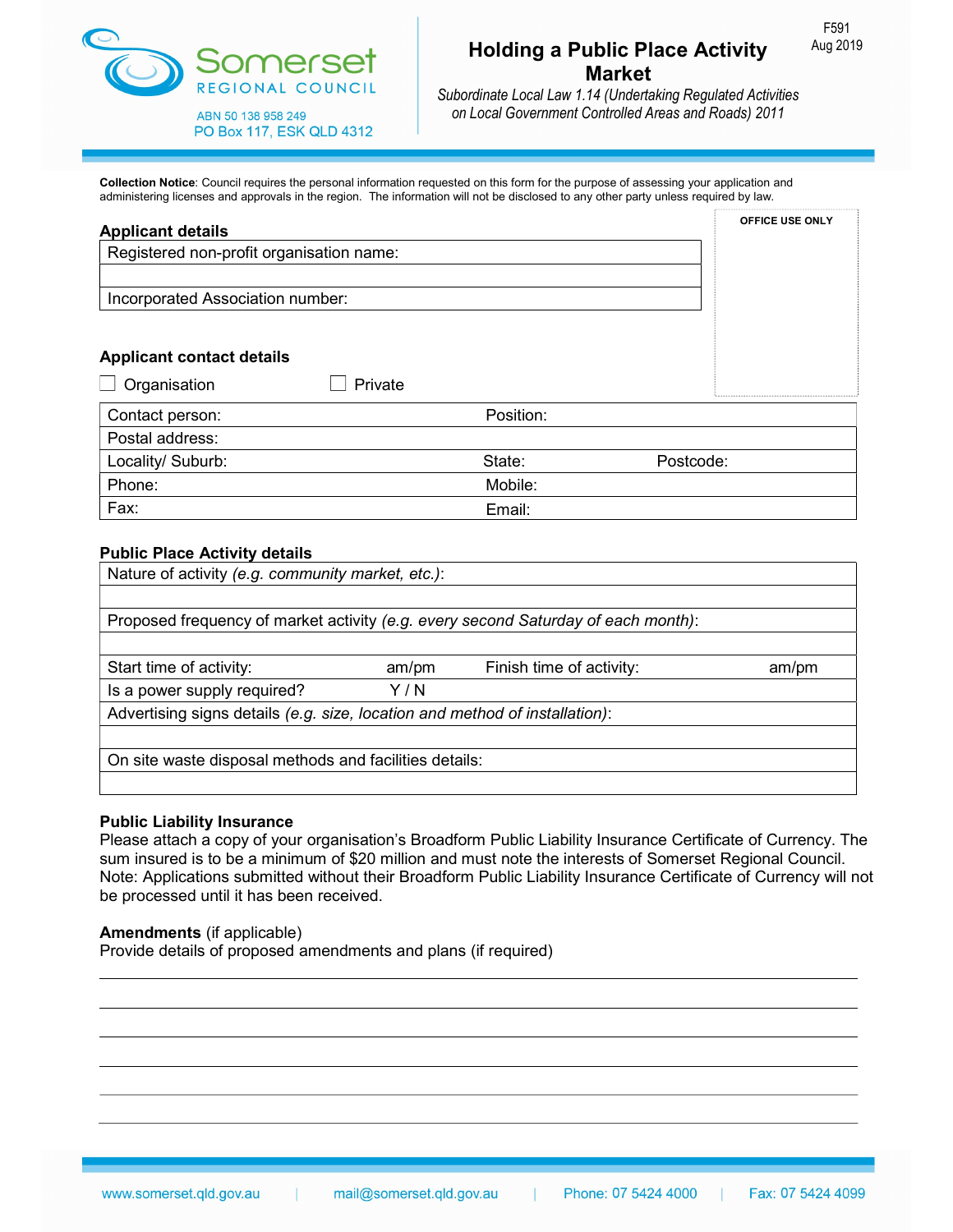Somerset REGIONAL COUNCIL

ABN 50 138 958 249
PO Box 117, ESK QLD 4312

# Holding a Public Place Activity Market

*Subordinate Local Law 1.14 (Undertaking Regulated Activities on Local Government Controlled Areas and Roads) 2011*

F591
Aug 2019

**Collection Notice**: Council requires the personal information requested on this form for the purpose of assessing your application and administering licenses and approvals in the region. The information will not be disclosed to any other party unless required by law.

**OFFICE USE ONLY**

## Applicant details

| Registered non-profit organisation name: |
|---|
| |
| Incorporated Association number: |

## Applicant contact details

☐ Organisation ☐ Private

| | | | |
|---|---|---|---|
| Contact person: | Position: | | |
| Postal address: | | | |
| Locality/ Suburb: | State: | Postcode: | |
| Phone: | Mobile: | | |
| Fax: | Email: | | |

## Public Place Activity details

| | | | |
|---|---|---|---|
| Nature of activity *(e.g. community market, etc.)*: | | | |
| | | | |
| Proposed frequency of market activity *(e.g. every second Saturday of each month)*: | | | |
| | | | |
| Start time of activity: | am/pm | Finish time of activity: | am/pm |
| Is a power supply required? | Y / N | | |
| Advertising signs details *(e.g. size, location and method of installation)*: | | | |
| | | | |
| On site waste disposal methods and facilities details: | | | |
| | | | |

## Public Liability Insurance

Please attach a copy of your organisation's Broadform Public Liability Insurance Certificate of Currency. The sum insured is to be a minimum of $20 million and must note the interests of Somerset Regional Council. Note: Applications submitted without their Broadform Public Liability Insurance Certificate of Currency will not be processed until it has been received.

## Amendments (if applicable)

Provide details of proposed amendments and plans (if required)

_______________________________________________

_______________________________________________

_______________________________________________

_______________________________________________

_______________________________________________

_______________________________________________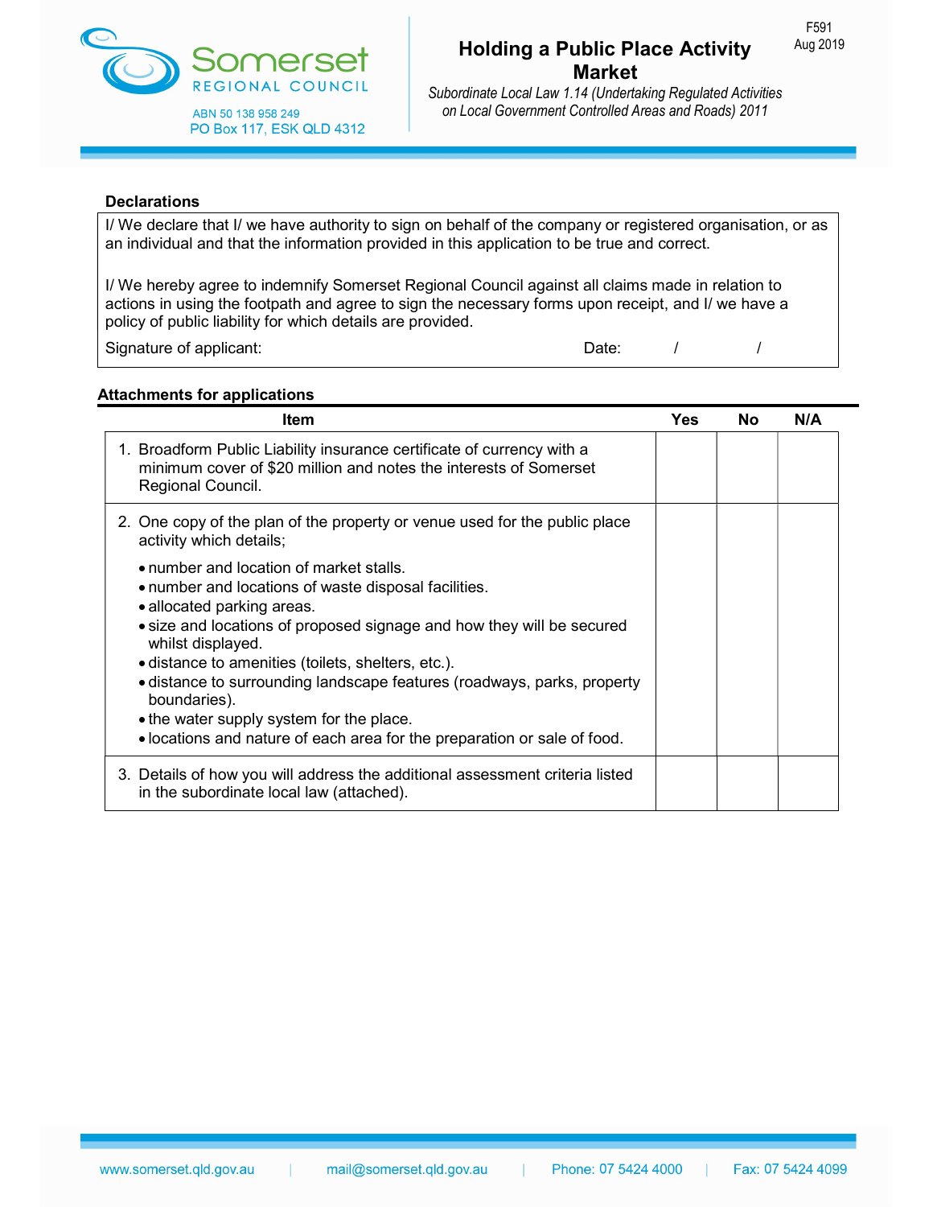## Declarations

I/ We declare that I/ we have authority to sign on behalf of the company or registered organisation, or as an individual and that the information provided in this application to be true and correct.

I/ We hereby agree to indemnify Somerset Regional Council against all claims made in relation to actions in using the footpath and agree to sign the necessary forms upon receipt, and I/ we have a policy of public liability for which details are provided.

Signature of applicant: Date: / /

## Attachments for applications

| Item | Yes | No | N/A |
|---|---|---|---|
| 1. Broadform Public Liability insurance certificate of currency with a minimum cover of $20 million and notes the interests of Somerset Regional Council. | | | |
| 2. One copy of the plan of the property or venue used for the public place activity which details;<br>• number and location of market stalls.<br>• number and locations of waste disposal facilities.<br>• allocated parking areas.<br>• size and locations of proposed signage and how they will be secured whilst displayed.<br>• distance to amenities (toilets, shelters, etc.).<br>• distance to surrounding landscape features (roadways, parks, property boundaries).<br>• the water supply system for the place.<br>• locations and nature of each area for the preparation or sale of food. | | | |
| 3. Details of how you will address the additional assessment criteria listed in the subordinate local law (attached). | | | |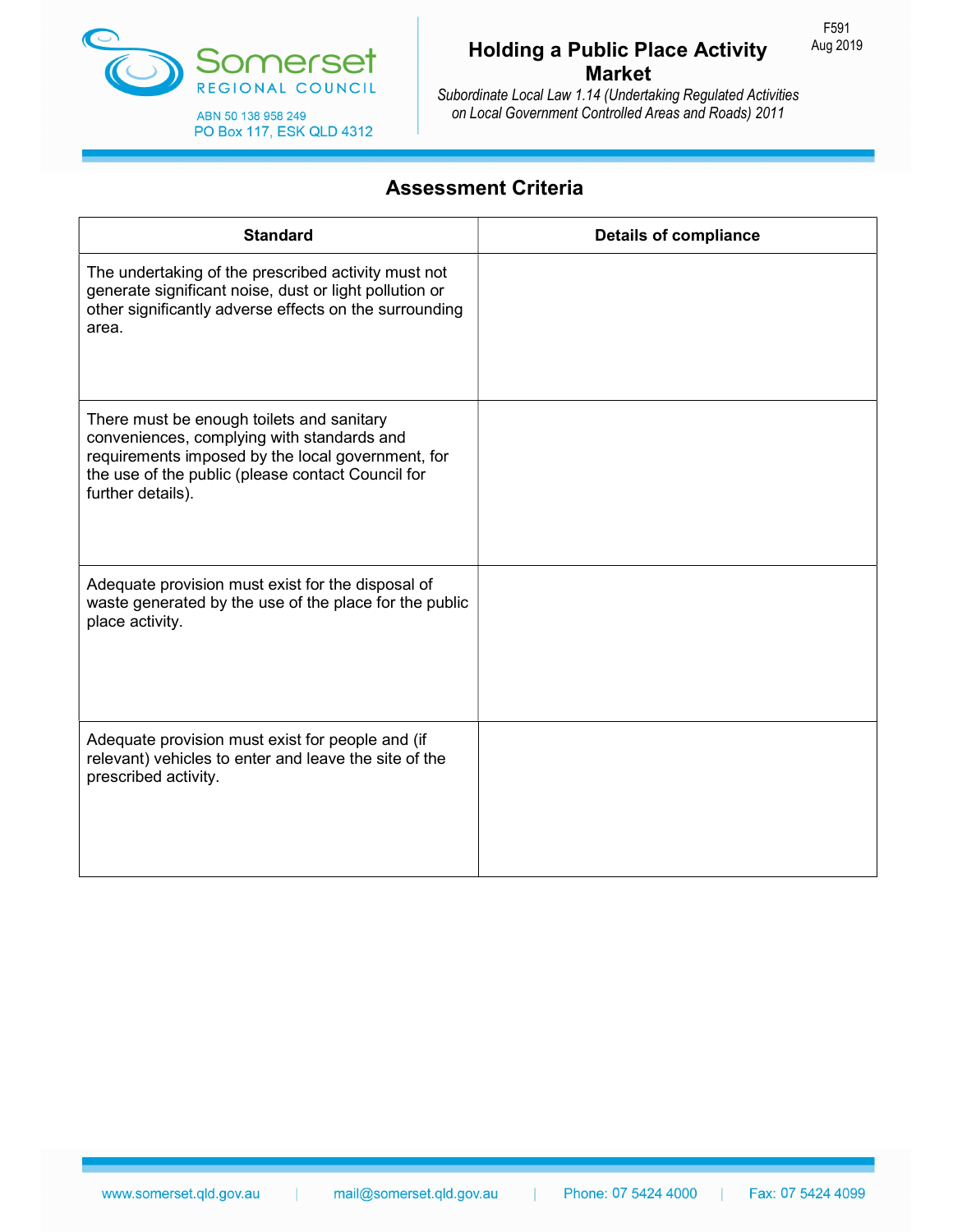## Assessment Criteria

| Standard | Details of compliance |
|---|---|
| The undertaking of the prescribed activity must not generate significant noise, dust or light pollution or other significantly adverse effects on the surrounding area. | |
| There must be enough toilets and sanitary conveniences, complying with standards and requirements imposed by the local government, for the use of the public (please contact Council for further details). | |
| Adequate provision must exist for the disposal of waste generated by the use of the place for the public place activity. | |
| Adequate provision must exist for people and (if relevant) vehicles to enter and leave the site of the prescribed activity. | |